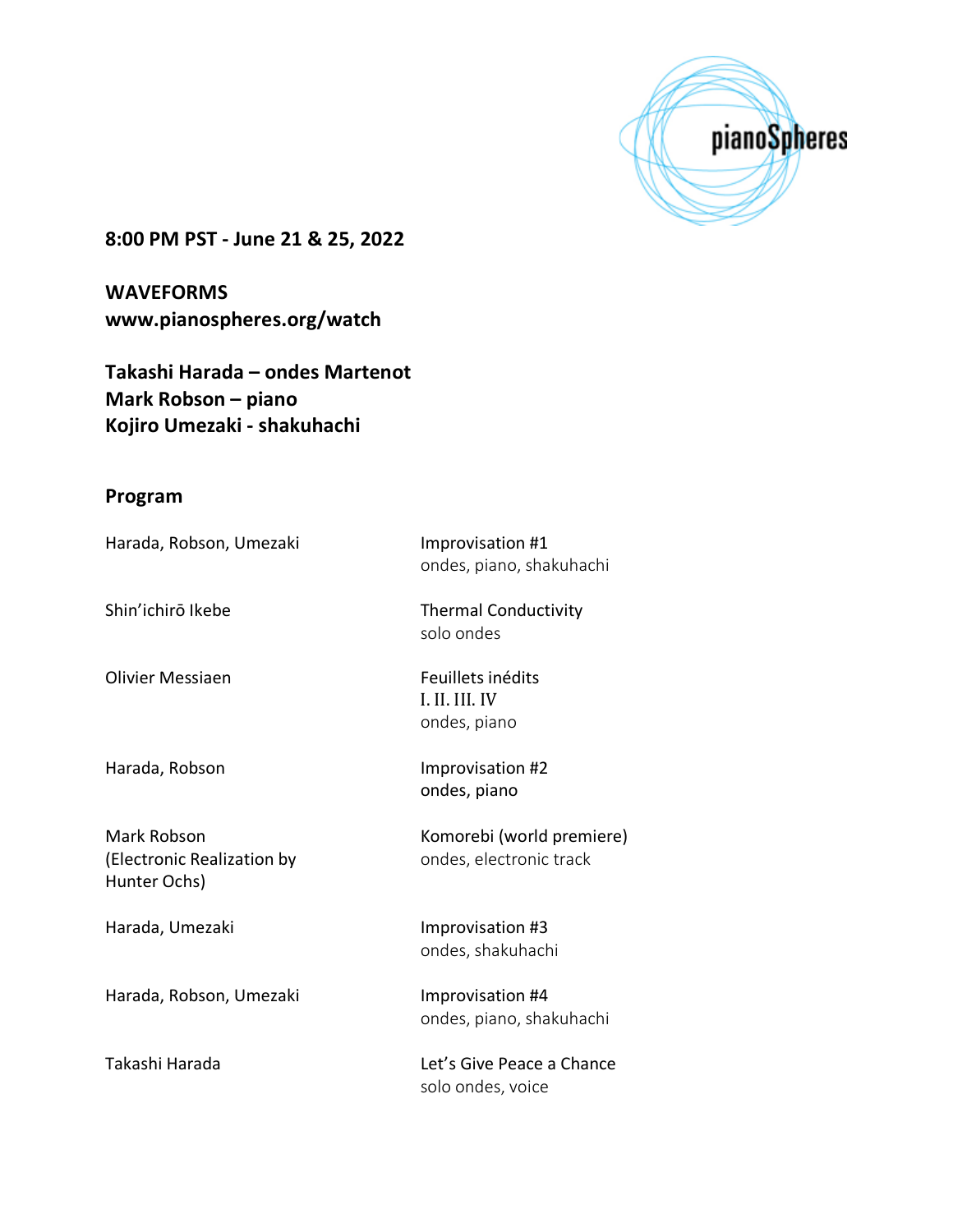pianoSpheres

**8:00 PM PST - June 21 & 25, 2022**

**WAVEFORMS**
**www.pianospheres.org/watch**

**Takashi Harada – ondes Martenot**
**Mark Robson – piano**
**Kojiro Umezaki - shakuhachi**

## Program

| | |
|---|---|
| Harada, Robson, Umezaki | Improvisation #1<br>ondes, piano, shakuhachi |
| Shin'ichirō Ikebe | Thermal Conductivity<br>solo ondes |
| Olivier Messiaen | Feuillets inédits<br>I. II. III. IV<br>ondes, piano |
| Harada, Robson | Improvisation #2<br>ondes, piano |
| Mark Robson<br>(Electronic Realization by Hunter Ochs) | Komorebi (world premiere)<br>ondes, electronic track |
| Harada, Umezaki | Improvisation #3<br>ondes, shakuhachi |
| Harada, Robson, Umezaki | Improvisation #4<br>ondes, piano, shakuhachi |
| Takashi Harada | Let's Give Peace a Chance<br>solo ondes, voice |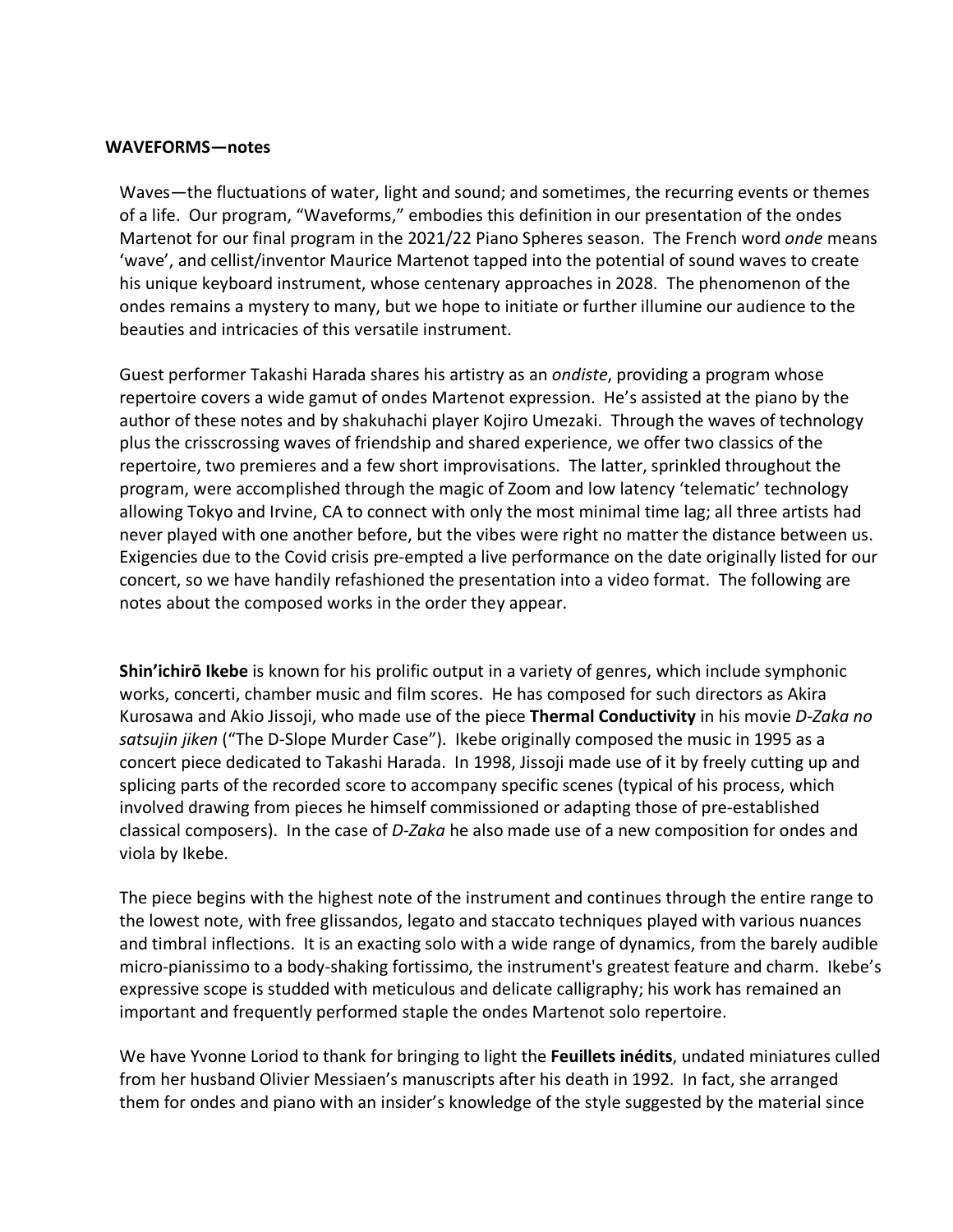**WAVEFORMS—notes**

Waves—the fluctuations of water, light and sound; and sometimes, the recurring events or themes of a life. Our program, "Waveforms," embodies this definition in our presentation of the ondes Martenot for our final program in the 2021/22 Piano Spheres season. The French word *onde* means 'wave', and cellist/inventor Maurice Martenot tapped into the potential of sound waves to create his unique keyboard instrument, whose centenary approaches in 2028. The phenomenon of the ondes remains a mystery to many, but we hope to initiate or further illumine our audience to the beauties and intricacies of this versatile instrument.

Guest performer Takashi Harada shares his artistry as an *ondiste*, providing a program whose repertoire covers a wide gamut of ondes Martenot expression. He's assisted at the piano by the author of these notes and by shakuhachi player Kojiro Umezaki. Through the waves of technology plus the crisscrossing waves of friendship and shared experience, we offer two classics of the repertoire, two premieres and a few short improvisations. The latter, sprinkled throughout the program, were accomplished through the magic of Zoom and low latency 'telematic' technology allowing Tokyo and Irvine, CA to connect with only the most minimal time lag; all three artists had never played with one another before, but the vibes were right no matter the distance between us. Exigencies due to the Covid crisis pre-empted a live performance on the date originally listed for our concert, so we have handily refashioned the presentation into a video format. The following are notes about the composed works in the order they appear.

**Shin'ichirō Ikebe** is known for his prolific output in a variety of genres, which include symphonic works, concerti, chamber music and film scores. He has composed for such directors as Akira Kurosawa and Akio Jissoji, who made use of the piece **Thermal Conductivity** in his movie *D-Zaka no satsujin jiken* ("The D-Slope Murder Case"). Ikebe originally composed the music in 1995 as a concert piece dedicated to Takashi Harada. In 1998, Jissoji made use of it by freely cutting up and splicing parts of the recorded score to accompany specific scenes (typical of his process, which involved drawing from pieces he himself commissioned or adapting those of pre-established classical composers). In the case of *D-Zaka* he also made use of a new composition for ondes and viola by Ikebe.

The piece begins with the highest note of the instrument and continues through the entire range to the lowest note, with free glissandos, legato and staccato techniques played with various nuances and timbral inflections. It is an exacting solo with a wide range of dynamics, from the barely audible micro-pianissimo to a body-shaking fortissimo, the instrument's greatest feature and charm. Ikebe's expressive scope is studded with meticulous and delicate calligraphy; his work has remained an important and frequently performed staple the ondes Martenot solo repertoire.

We have Yvonne Loriod to thank for bringing to light the **Feuillets inédits**, undated miniatures culled from her husband Olivier Messiaen's manuscripts after his death in 1992. In fact, she arranged them for ondes and piano with an insider's knowledge of the style suggested by the material since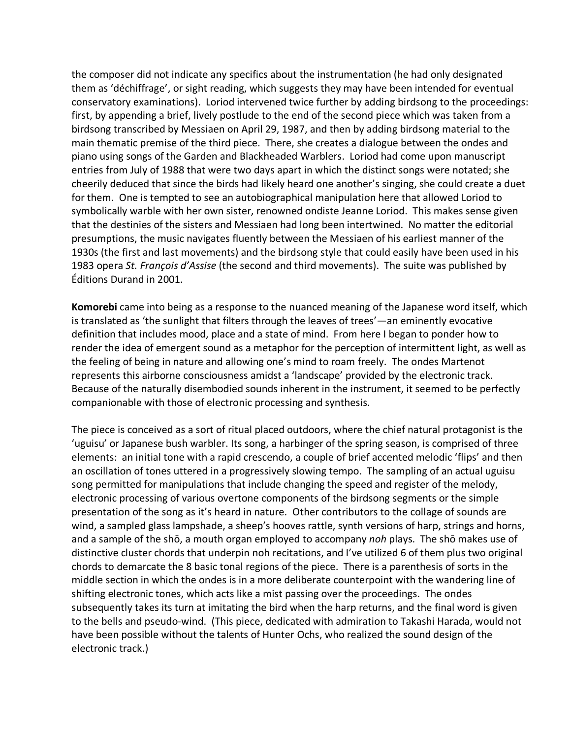the composer did not indicate any specifics about the instrumentation (he had only designated them as 'déchiffrage', or sight reading, which suggests they may have been intended for eventual conservatory examinations). Loriod intervened twice further by adding birdsong to the proceedings: first, by appending a brief, lively postlude to the end of the second piece which was taken from a birdsong transcribed by Messiaen on April 29, 1987, and then by adding birdsong material to the main thematic premise of the third piece. There, she creates a dialogue between the ondes and piano using songs of the Garden and Blackheaded Warblers. Loriod had come upon manuscript entries from July of 1988 that were two days apart in which the distinct songs were notated; she cheerily deduced that since the birds had likely heard one another's singing, she could create a duet for them. One is tempted to see an autobiographical manipulation here that allowed Loriod to symbolically warble with her own sister, renowned ondiste Jeanne Loriod. This makes sense given that the destinies of the sisters and Messiaen had long been intertwined. No matter the editorial presumptions, the music navigates fluently between the Messiaen of his earliest manner of the 1930s (the first and last movements) and the birdsong style that could easily have been used in his 1983 opera *St. François d'Assise* (the second and third movements). The suite was published by Éditions Durand in 2001.

**Komorebi** came into being as a response to the nuanced meaning of the Japanese word itself, which is translated as 'the sunlight that filters through the leaves of trees'—an eminently evocative definition that includes mood, place and a state of mind. From here I began to ponder how to render the idea of emergent sound as a metaphor for the perception of intermittent light, as well as the feeling of being in nature and allowing one's mind to roam freely. The ondes Martenot represents this airborne consciousness amidst a 'landscape' provided by the electronic track. Because of the naturally disembodied sounds inherent in the instrument, it seemed to be perfectly companionable with those of electronic processing and synthesis.

The piece is conceived as a sort of ritual placed outdoors, where the chief natural protagonist is the 'uguisu' or Japanese bush warbler. Its song, a harbinger of the spring season, is comprised of three elements: an initial tone with a rapid crescendo, a couple of brief accented melodic 'flips' and then an oscillation of tones uttered in a progressively slowing tempo. The sampling of an actual uguisu song permitted for manipulations that include changing the speed and register of the melody, electronic processing of various overtone components of the birdsong segments or the simple presentation of the song as it's heard in nature. Other contributors to the collage of sounds are wind, a sampled glass lampshade, a sheep's hooves rattle, synth versions of harp, strings and horns, and a sample of the shō, a mouth organ employed to accompany *noh* plays. The shō makes use of distinctive cluster chords that underpin noh recitations, and I've utilized 6 of them plus two original chords to demarcate the 8 basic tonal regions of the piece. There is a parenthesis of sorts in the middle section in which the ondes is in a more deliberate counterpoint with the wandering line of shifting electronic tones, which acts like a mist passing over the proceedings. The ondes subsequently takes its turn at imitating the bird when the harp returns, and the final word is given to the bells and pseudo-wind. (This piece, dedicated with admiration to Takashi Harada, would not have been possible without the talents of Hunter Ochs, who realized the sound design of the electronic track.)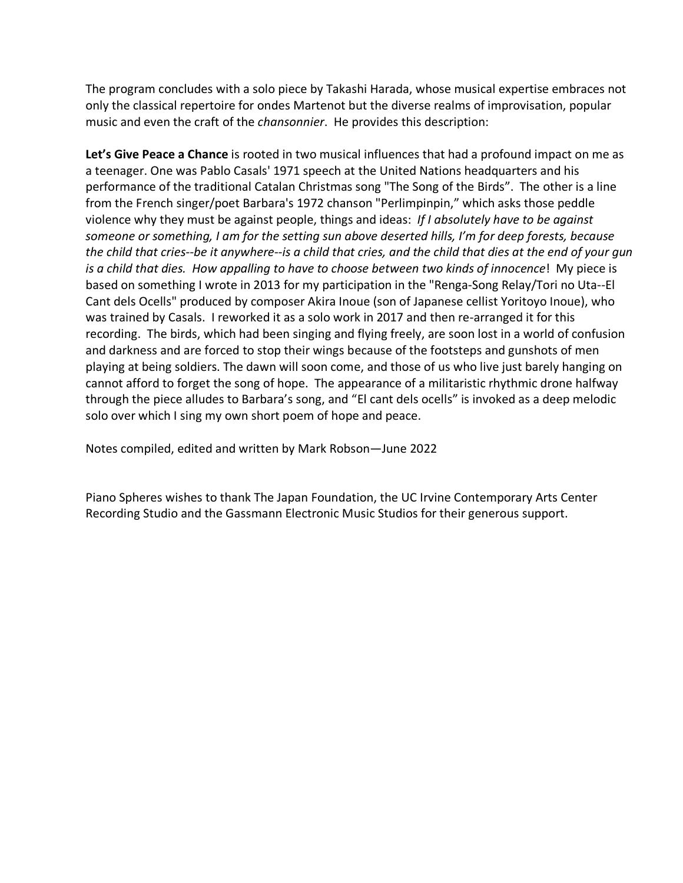The program concludes with a solo piece by Takashi Harada, whose musical expertise embraces not only the classical repertoire for ondes Martenot but the diverse realms of improvisation, popular music and even the craft of the *chansonnier*.  He provides this description:

**Let's Give Peace a Chance** is rooted in two musical influences that had a profound impact on me as a teenager. One was Pablo Casals' 1971 speech at the United Nations headquarters and his performance of the traditional Catalan Christmas song "The Song of the Birds".  The other is a line from the French singer/poet Barbara's 1972 chanson "Perlimpinpin," which asks those peddle violence why they must be against people, things and ideas:  *If I absolutely have to be against someone or something, I am for the setting sun above deserted hills, I'm for deep forests, because the child that cries--be it anywhere--is a child that cries, and the child that dies at the end of your gun is a child that dies.  How appalling to have to choose between two kinds of innocence*!  My piece is based on something I wrote in 2013 for my participation in the "Renga-Song Relay/Tori no Uta--El Cant dels Ocells" produced by composer Akira Inoue (son of Japanese cellist Yoritoyo Inoue), who was trained by Casals.  I reworked it as a solo work in 2017 and then re-arranged it for this recording.  The birds, which had been singing and flying freely, are soon lost in a world of confusion and darkness and are forced to stop their wings because of the footsteps and gunshots of men playing at being soldiers. The dawn will soon come, and those of us who live just barely hanging on cannot afford to forget the song of hope.  The appearance of a militaristic rhythmic drone halfway through the piece alludes to Barbara's song, and "El cant dels ocells" is invoked as a deep melodic solo over which I sing my own short poem of hope and peace.

Notes compiled, edited and written by Mark Robson—June 2022

Piano Spheres wishes to thank The Japan Foundation, the UC Irvine Contemporary Arts Center Recording Studio and the Gassmann Electronic Music Studios for their generous support.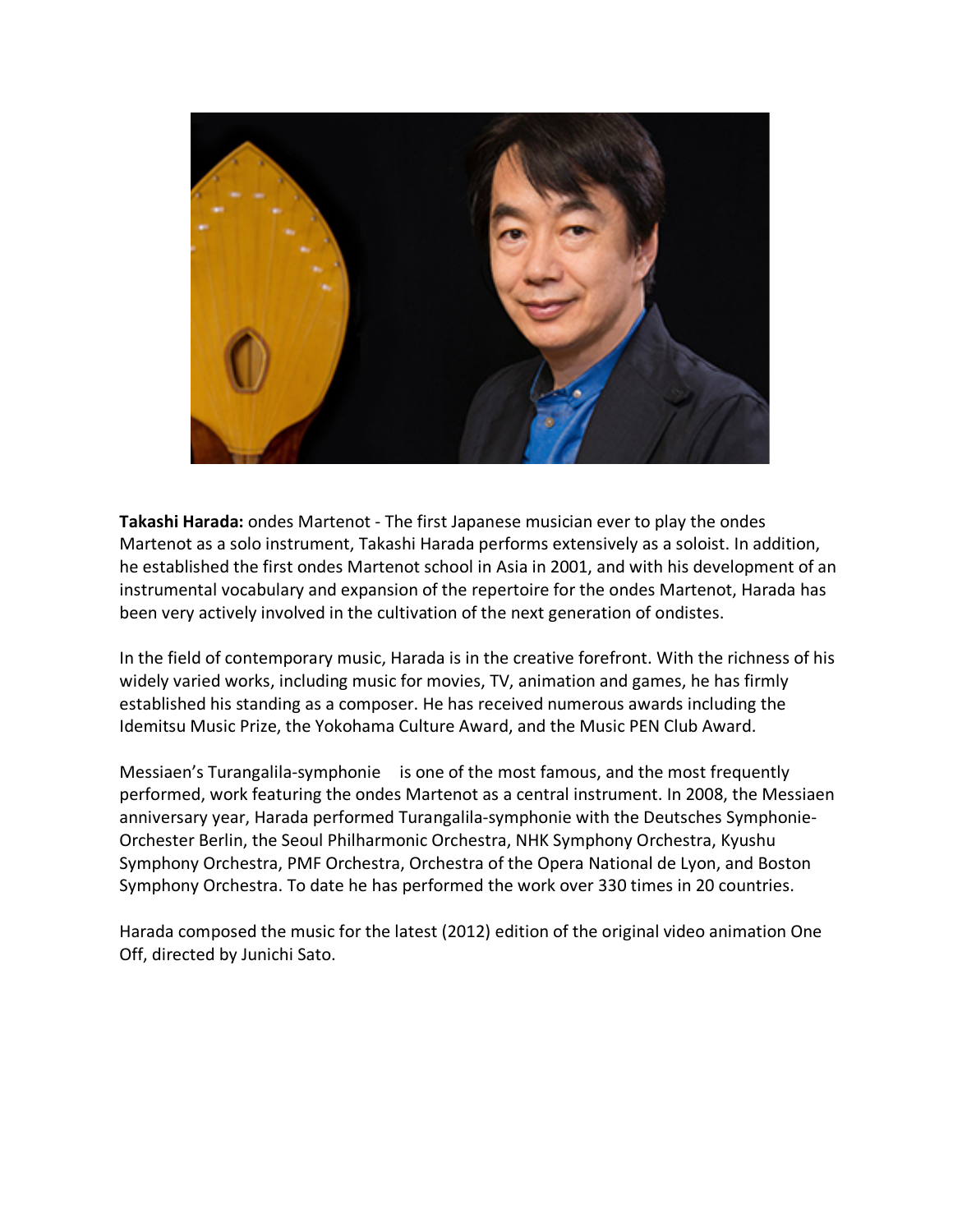**Takashi Harada:** ondes Martenot - The first Japanese musician ever to play the ondes Martenot as a solo instrument, Takashi Harada performs extensively as a soloist. In addition, he established the first ondes Martenot school in Asia in 2001, and with his development of an instrumental vocabulary and expansion of the repertoire for the ondes Martenot, Harada has been very actively involved in the cultivation of the next generation of ondistes.

In the field of contemporary music, Harada is in the creative forefront. With the richness of his widely varied works, including music for movies, TV, animation and games, he has firmly established his standing as a composer. He has received numerous awards including the Idemitsu Music Prize, the Yokohama Culture Award, and the Music PEN Club Award.

Messiaen's Turangalila-symphonie is one of the most famous, and the most frequently performed, work featuring the ondes Martenot as a central instrument. In 2008, the Messiaen anniversary year, Harada performed Turangalila-symphonie with the Deutsches Symphonie-Orchester Berlin, the Seoul Philharmonic Orchestra, NHK Symphony Orchestra, Kyushu Symphony Orchestra, PMF Orchestra, Orchestra of the Opera National de Lyon, and Boston Symphony Orchestra. To date he has performed the work over 330 times in 20 countries.

Harada composed the music for the latest (2012) edition of the original video animation One Off, directed by Junichi Sato.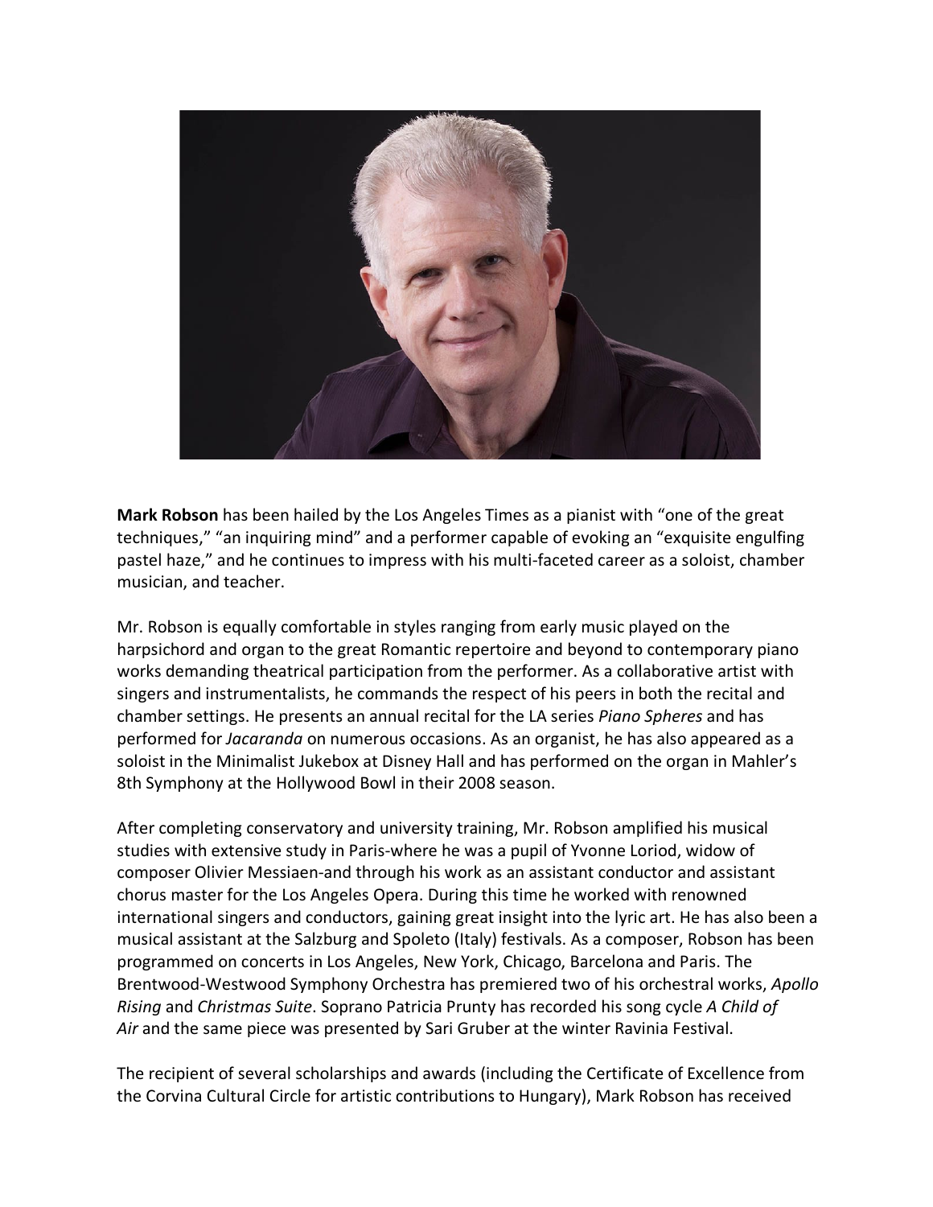**Mark Robson** has been hailed by the Los Angeles Times as a pianist with "one of the great techniques," "an inquiring mind" and a performer capable of evoking an "exquisite engulfing pastel haze," and he continues to impress with his multi-faceted career as a soloist, chamber musician, and teacher.

Mr. Robson is equally comfortable in styles ranging from early music played on the harpsichord and organ to the great Romantic repertoire and beyond to contemporary piano works demanding theatrical participation from the performer. As a collaborative artist with singers and instrumentalists, he commands the respect of his peers in both the recital and chamber settings. He presents an annual recital for the LA series *Piano Spheres* and has performed for *Jacaranda* on numerous occasions. As an organist, he has also appeared as a soloist in the Minimalist Jukebox at Disney Hall and has performed on the organ in Mahler's 8th Symphony at the Hollywood Bowl in their 2008 season.

After completing conservatory and university training, Mr. Robson amplified his musical studies with extensive study in Paris-where he was a pupil of Yvonne Loriod, widow of composer Olivier Messiaen-and through his work as an assistant conductor and assistant chorus master for the Los Angeles Opera. During this time he worked with renowned international singers and conductors, gaining great insight into the lyric art. He has also been a musical assistant at the Salzburg and Spoleto (Italy) festivals. As a composer, Robson has been programmed on concerts in Los Angeles, New York, Chicago, Barcelona and Paris. The Brentwood-Westwood Symphony Orchestra has premiered two of his orchestral works, *Apollo Rising* and *Christmas Suite*. Soprano Patricia Prunty has recorded his song cycle *A Child of Air* and the same piece was presented by Sari Gruber at the winter Ravinia Festival.

The recipient of several scholarships and awards (including the Certificate of Excellence from the Corvina Cultural Circle for artistic contributions to Hungary), Mark Robson has received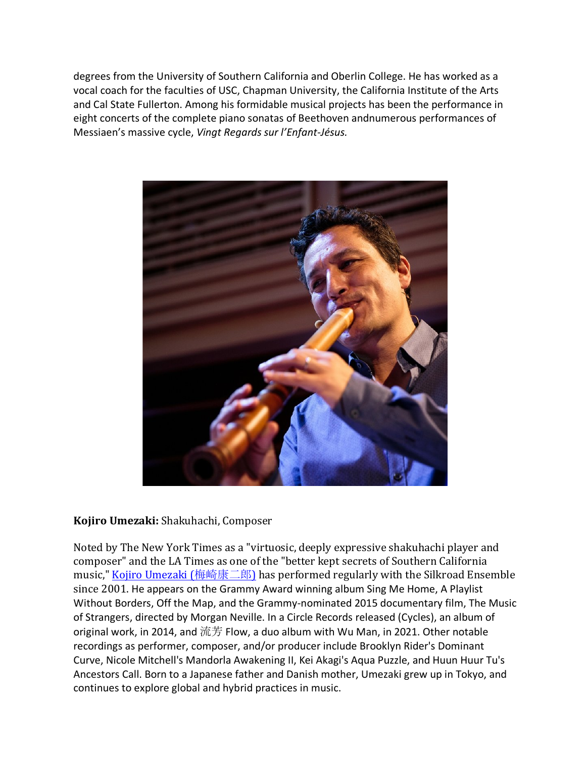degrees from the University of Southern California and Oberlin College. He has worked as a vocal coach for the faculties of USC, Chapman University, the California Institute of the Arts and Cal State Fullerton. Among his formidable musical projects has been the performance in eight concerts of the complete piano sonatas of Beethoven andnumerous performances of Messiaen's massive cycle, *Vingt Regards sur l'Enfant-Jésus.*

**Kojiro Umezaki:** Shakuhachi, Composer

Noted by The New York Times as a "virtuosic, deeply expressive shakuhachi player and composer" and the LA Times as one of the "better kept secrets of Southern California music," Kojiro Umezaki (梅崎康二郎) has performed regularly with the Silkroad Ensemble since 2001. He appears on the Grammy Award winning album Sing Me Home, A Playlist Without Borders, Off the Map, and the Grammy-nominated 2015 documentary film, The Music of Strangers, directed by Morgan Neville. In a Circle Records released (Cycles), an album of original work, in 2014, and 流芳 Flow, a duo album with Wu Man, in 2021. Other notable recordings as performer, composer, and/or producer include Brooklyn Rider's Dominant Curve, Nicole Mitchell's Mandorla Awakening II, Kei Akagi's Aqua Puzzle, and Huun Huur Tu's Ancestors Call. Born to a Japanese father and Danish mother, Umezaki grew up in Tokyo, and continues to explore global and hybrid practices in music.